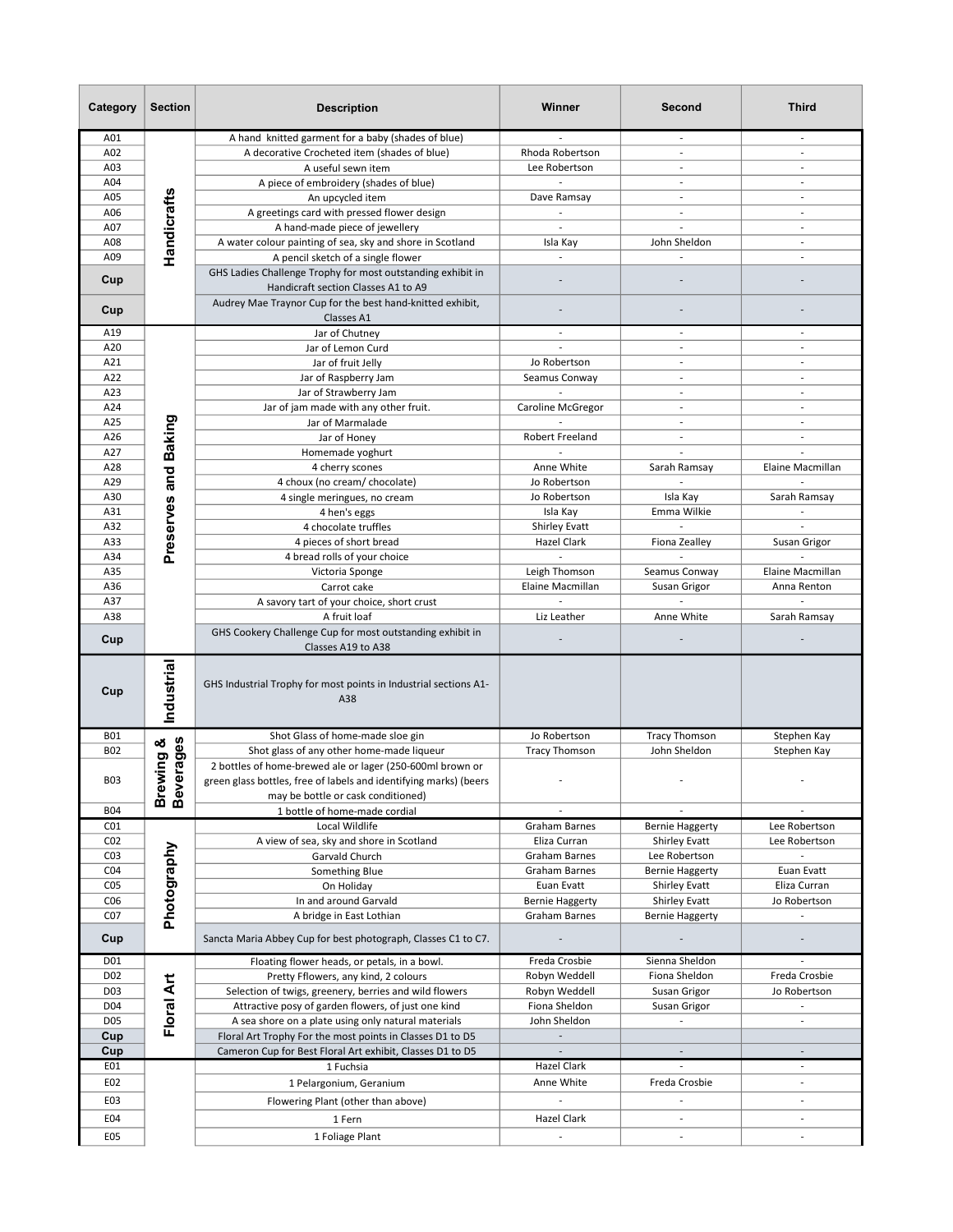| Category | Section | Description | Winner | Second | Third |
|---|---|---|---|---|---|
| A01 | Handicrafts | A hand knitted garment for a baby (shades of blue) | - | - | - |
| A02 | | A decorative Crocheted item (shades of blue) | Rhoda Robertson | - | - |
| A03 | | A useful sewn item | Lee Robertson | - | - |
| A04 | | A piece of embroidery (shades of blue) | - | - | - |
| A05 | | An upcycled item | Dave Ramsay | - | - |
| A06 | | A greetings card with pressed flower design | - | - | - |
| A07 | | A hand-made piece of jewellery | - | - | - |
| A08 | | A water colour painting of sea, sky and shore in Scotland | Isla Kay | John Sheldon | - |
| A09 | | A pencil sketch of a single flower | - | - | - |
| Cup | | GHS Ladies Challenge Trophy for most outstanding exhibit in Handicraft section Classes A1 to A9 | - | - | - |
| Cup | | Audrey Mae Traynor Cup for the best hand-knitted exhibit, Classes A1 | - | - | - |
| A19 | Preserves and Baking | Jar of Chutney | - | - | - |
| A20 | | Jar of Lemon Curd | - | - | - |
| A21 | | Jar of fruit Jelly | Jo Robertson | - | - |
| A22 | | Jar of Raspberry Jam | Seamus Conway | - | - |
| A23 | | Jar of Strawberry Jam | - | - | - |
| A24 | | Jar of jam made with any other fruit. | Caroline McGregor | - | - |
| A25 | | Jar of Marmalade | - | - | - |
| A26 | | Jar of Honey | Robert Freeland | - | - |
| A27 | | Homemade yoghurt | - | - | - |
| A28 | | 4 cherry scones | Anne White | Sarah Ramsay | Elaine Macmillan |
| A29 | | 4 choux (no cream/ chocolate) | Jo Robertson | - | - |
| A30 | | 4 single meringues, no cream | Jo Robertson | Isla Kay | Sarah Ramsay |
| A31 | | 4 hen's eggs | Isla Kay | Emma Wilkie | - |
| A32 | | 4 chocolate truffles | Shirley Evatt | - | - |
| A33 | | 4 pieces of short bread | Hazel Clark | Fiona Zealley | Susan Grigor |
| A34 | | 4 bread rolls of your choice | - | - | - |
| A35 | | Victoria Sponge | Leigh Thomson | Seamus Conway | Elaine Macmillan |
| A36 | | Carrot cake | Elaine Macmillan | Susan Grigor | Anna Renton |
| A37 | | A savory tart of your choice, short crust | - | - | - |
| A38 | | A fruit loaf | Liz Leather | Anne White | Sarah Ramsay |
| Cup | | GHS Cookery Challenge Cup for most outstanding exhibit in Classes A19 to A38 | - | - | - |
| Cup | Industrial | GHS Industrial Trophy for most points in Industrial sections A1-A38 | | | |
| B01 | Brewing & Beverages | Shot Glass of home-made sloe gin | Jo Robertson | Tracy Thomson | Stephen Kay |
| B02 | | Shot glass of any other home-made liqueur | Tracy Thomson | John Sheldon | Stephen Kay |
| B03 | | 2 bottles of home-brewed ale or lager (250-600ml brown or green glass bottles, free of labels and identifying marks) (beers may be bottle or cask conditioned) | - | - | - |
| B04 | | 1 bottle of home-made cordial | - | - | - |
| C01 | Photography | Local Wildlife | Graham Barnes | Bernie Haggerty | Lee Robertson |
| C02 | | A view of sea, sky and shore in Scotland | Eliza Curran | Shirley Evatt | Lee Robertson |
| C03 | | Garvald Church | Graham Barnes | Lee Robertson | - |
| C04 | | Something Blue | Graham Barnes | Bernie Haggerty | Euan Evatt |
| C05 | | On Holiday | Euan Evatt | Shirley Evatt | Eliza Curran |
| C06 | | In and around Garvald | Bernie Haggerty | Shirley Evatt | Jo Robertson |
| C07 | | A bridge in East Lothian | Graham Barnes | Bernie Haggerty | - |
| Cup | | Sancta Maria Abbey Cup for best photograph, Classes C1 to C7. | - | - | - |
| D01 | Floral Art | Floating flower heads, or petals, in a bowl. | Freda Crosbie | Sienna Sheldon | - |
| D02 | | Pretty Fflowers, any kind, 2 colours | Robyn Weddell | Fiona Sheldon | Freda Crosbie |
| D03 | | Selection of twigs, greenery, berries and wild flowers | Robyn Weddell | Susan Grigor | Jo Robertson |
| D04 | | Attractive posy of garden flowers, of just one kind | Fiona Sheldon | Susan Grigor | - |
| D05 | | A sea shore on a plate using only natural materials | John Sheldon | - | - |
| Cup | | Floral Art Trophy For the most points in Classes D1 to D5 | - | | |
| Cup | | Cameron Cup for Best Floral Art exhibit, Classes D1 to D5 | - | - | - |
| E01 | | 1 Fuchsia | Hazel Clark | - | - |
| E02 | | 1 Pelargonium, Geranium | Anne White | Freda Crosbie | - |
| E03 | | Flowering Plant (other than above) | - | - | - |
| E04 | | 1 Fern | Hazel Clark | - | - |
| E05 | | 1 Foliage Plant | - | - | - |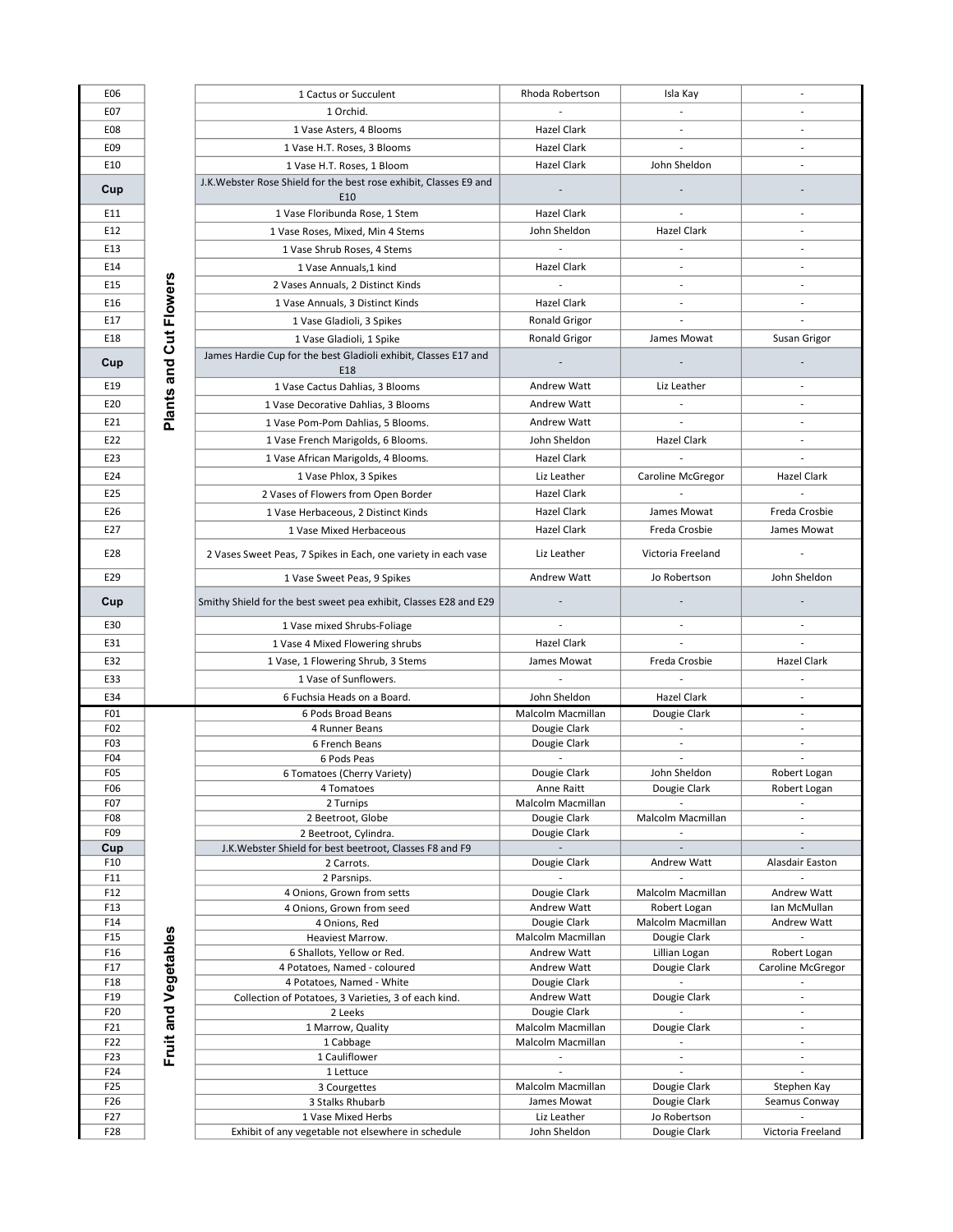| Class | Section | Description | 1st | 2nd | 3rd |
|---|---|---|---|---|---|
| E06 | Plants and Cut Flowers | 1 Cactus or Succulent | Rhoda Robertson | Isla Kay | - |
| E07 | | 1 Orchid. | - | - | - |
| E08 | | 1 Vase Asters, 4 Blooms | Hazel Clark | - | - |
| E09 | | 1 Vase H.T. Roses, 3 Blooms | Hazel Clark | - | - |
| E10 | | 1 Vase H.T. Roses, 1 Bloom | Hazel Clark | John Sheldon | - |
| **Cup** | | J.K.Webster Rose Shield for the best rose exhibit, Classes E9 and E10 | - | - | - |
| E11 | | 1 Vase Floribunda Rose, 1 Stem | Hazel Clark | - | - |
| E12 | | 1 Vase Roses, Mixed, Min 4 Stems | John Sheldon | Hazel Clark | - |
| E13 | | 1 Vase Shrub Roses, 4 Stems | - | - | - |
| E14 | | 1 Vase Annuals,1 kind | Hazel Clark | - | - |
| E15 | | 2 Vases Annuals, 2 Distinct Kinds | - | - | - |
| E16 | | 1 Vase Annuals, 3 Distinct Kinds | Hazel Clark | - | - |
| E17 | | 1 Vase Gladioli, 3 Spikes | Ronald Grigor | - | - |
| E18 | | 1 Vase Gladioli, 1 Spike | Ronald Grigor | James Mowat | Susan Grigor |
| **Cup** | | James Hardie Cup for the best Gladioli exhibit, Classes E17 and E18 | - | - | - |
| E19 | | 1 Vase Cactus Dahlias, 3 Blooms | Andrew Watt | Liz Leather | - |
| E20 | | 1 Vase Decorative Dahlias, 3 Blooms | Andrew Watt | - | - |
| E21 | | 1 Vase Pom-Pom Dahlias, 5 Blooms. | Andrew Watt | - | - |
| E22 | | 1 Vase French Marigolds, 6 Blooms. | John Sheldon | Hazel Clark | - |
| E23 | | 1 Vase African Marigolds, 4 Blooms. | Hazel Clark | - | - |
| E24 | | 1 Vase Phlox, 3 Spikes | Liz Leather | Caroline McGregor | Hazel Clark |
| E25 | | 2 Vases of Flowers from Open Border | Hazel Clark | - | - |
| E26 | | 1 Vase Herbaceous, 2 Distinct Kinds | Hazel Clark | James Mowat | Freda Crosbie |
| E27 | | 1 Vase Mixed Herbaceous | Hazel Clark | Freda Crosbie | James Mowat |
| E28 | | 2 Vases Sweet Peas, 7 Spikes in Each, one variety in each vase | Liz Leather | Victoria Freeland | - |
| E29 | | 1 Vase Sweet Peas, 9 Spikes | Andrew Watt | Jo Robertson | John Sheldon |
| **Cup** | | Smithy Shield for the best sweet pea exhibit, Classes E28 and E29 | - | - | - |
| E30 | | 1 Vase mixed Shrubs-Foliage | - | - | - |
| E31 | | 1 Vase 4 Mixed Flowering shrubs | Hazel Clark | - | - |
| E32 | | 1 Vase, 1 Flowering Shrub, 3 Stems | James Mowat | Freda Crosbie | Hazel Clark |
| E33 | | 1 Vase of Sunflowers. | - | - | - |
| E34 | | 6 Fuchsia Heads on a Board. | John Sheldon | Hazel Clark | - |
| F01 | Fruit and Vegetables | 6 Pods Broad Beans | Malcolm Macmillan | Dougie Clark | - |
| F02 | | 4 Runner Beans | Dougie Clark | - | - |
| F03 | | 6 French Beans | Dougie Clark | - | - |
| F04 | | 6 Pods Peas | - | - | - |
| F05 | | 6 Tomatoes (Cherry Variety) | Dougie Clark | John Sheldon | Robert Logan |
| F06 | | 4 Tomatoes | Anne Raitt | Dougie Clark | Robert Logan |
| F07 | | 2 Turnips | Malcolm Macmillan | - | - |
| F08 | | 2 Beetroot, Globe | Dougie Clark | Malcolm Macmillan | - |
| F09 | | 2 Beetroot, Cylindra. | Dougie Clark | - | - |
| **Cup** | | J.K.Webster Shield for best beetroot, Classes F8 and F9 | - | - | - |
| F10 | | 2 Carrots. | Dougie Clark | Andrew Watt | Alasdair Easton |
| F11 | | 2 Parsnips. | - | - | - |
| F12 | | 4 Onions, Grown from setts | Dougie Clark | Malcolm Macmillan | Andrew Watt |
| F13 | | 4 Onions, Grown from seed | Andrew Watt | Robert Logan | Ian McMullan |
| F14 | | 4 Onions, Red | Dougie Clark | Malcolm Macmillan | Andrew Watt |
| F15 | | Heaviest Marrow. | Malcolm Macmillan | Dougie Clark | - |
| F16 | | 6 Shallots, Yellow or Red. | Andrew Watt | Lillian Logan | Robert Logan |
| F17 | | 4 Potatoes, Named - coloured | Andrew Watt | Dougie Clark | Caroline McGregor |
| F18 | | 4 Potatoes, Named - White | Dougie Clark | - | - |
| F19 | | Collection of Potatoes, 3 Varieties, 3 of each kind. | Andrew Watt | Dougie Clark | - |
| F20 | | 2 Leeks | Dougie Clark | - | - |
| F21 | | 1 Marrow, Quality | Malcolm Macmillan | Dougie Clark | - |
| F22 | | 1 Cabbage | Malcolm Macmillan | - | - |
| F23 | | 1 Cauliflower | - | - | - |
| F24 | | 1 Lettuce | - | - | - |
| F25 | | 3 Courgettes | Malcolm Macmillan | Dougie Clark | Stephen Kay |
| F26 | | 3 Stalks Rhubarb | James Mowat | Dougie Clark | Seamus Conway |
| F27 | | 1 Vase Mixed Herbs | Liz Leather | Jo Robertson | - |
| F28 | | Exhibit of any vegetable not elsewhere in schedule | John Sheldon | Dougie Clark | Victoria Freeland |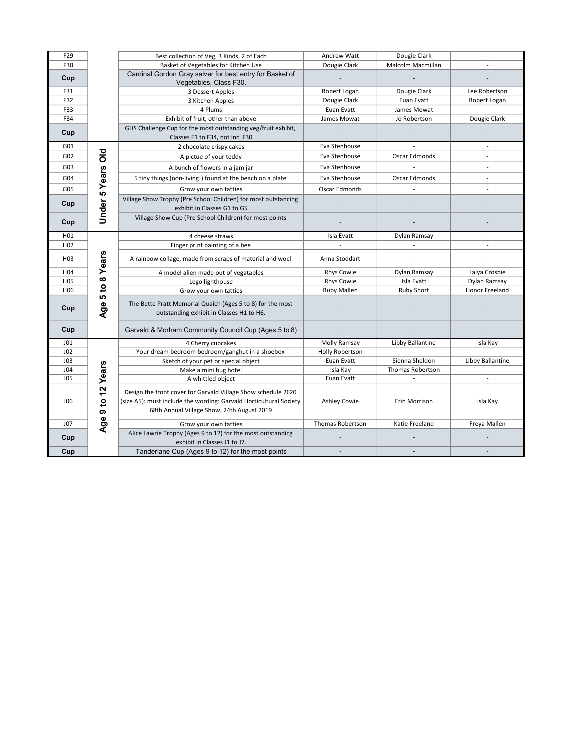| | | | | | |
|---|---|---|---|---|---|
| F29 | | Best collection of Veg, 3 Kinds, 2 of Each | Andrew Watt | Dougie Clark | - |
| F30 | | Basket of Vegetables for Kitchen Use | Dougie Clark | Malcolm Macmillan | - |
| Cup | | Cardinal Gordon Gray salver for best entry for Basket of Vegetables, Class F30. | - | - | - |
| F31 | | 3 Dessert Apples | Robert Logan | Dougie Clark | Lee Robertson |
| F32 | | 3 Kitchen Apples | Dougie Clark | Euan Evatt | Robert Logan |
| F33 | | 4 Plums | Euan Evatt | James Mowat | - |
| F34 | | Exhibit of fruit, other than above | James Mowat | Jo Robertson | Dougie Clark |
| Cup | | GHS Challenge Cup for the most outstanding veg/fruit exhibit, Classes F1 to F34, not inc. F30 | - | - | - |
| G01 | Under 5 Years Old | 2 chocolate crispy cakes | Eva Stenhouse | - | - |
| G02 | | A pictue of your teddy | Eva Stenhouse | Oscar Edmonds | - |
| G03 | | A bunch of flowers in a jam jar | Eva Stenhouse | - | - |
| G04 | | 5 tiny things (non-living!) found at the beach on a plate | Eva Stenhouse | Oscar Edmonds | - |
| G05 | | Grow your own tatties | Oscar Edmonds | - | - |
| Cup | | Village Show Trophy (Pre School Children) for most outstanding exhibit in Classes G1 to G5 | - | - | - |
| Cup | | Village Show Cup (Pre School Children) for most points | - | - | - |
| H01 | Age 5 to 8 Years | 4 cheese straws | Isla Evatt | Dylan Ramsay | - |
| H02 | | Finger print painting of a bee | - | - | - |
| H03 | | A rainbow collage, made from scraps of material and wool | Anna Stoddart | - | - |
| H04 | | A model alien made out of vagetables | Rhys Cowie | Dylan Ramsay | Laiya Crosbie |
| H05 | | Lego lighthouse | Rhys Cowie | Isla Evatt | Dylan Ramsay |
| H06 | | Grow your own tatties | Ruby Mallen | Ruby Short | Honor Freeland |
| Cup | | The Bette Pratt Memorial Quaich (Ages 5 to 8) for the most outstanding exhibit in Classes H1 to H6. | - | - | - |
| Cup | | Garvald & Morham Community Council Cup (Ages 5 to 8) | - | - | - |
| J01 | Age 9 to 12 Years | 4 Cherry cupcakes | Molly Ramsay | Libby Ballantine | Isla Kay |
| J02 | | Your dream bedroom bedroom/ganghut in a shoebox | Holly Robertson | - | - |
| J03 | | Sketch of your pet or special object | Euan Evatt | Sienna Sheldon | Libby Ballantine |
| J04 | | Make a mini bug hotel | Isla Kay | Thomas Robertson | - |
| J05 | | A whittled object | Euan Evatt | - | - |
| J06 | | Design the front cover for Garvald Village Show schedule 2020 (size A5): must include the wording: Garvald Horticultural Society 68th Annual Village Show, 24th August 2019 | Ashley Cowie | Erin Morrison | Isla Kay |
| J07 | | Grow your own tatties | Thomas Robertson | Katie Freeland | Freya Mallen |
| Cup | | Alice Lawrie Trophy (Ages 9 to 12) for the most outstanding exhibit in Classes J1 to J7. | - | - | - |
| Cup | | Tanderlane Cup (Ages 9 to 12) for the most points | - | - | - |